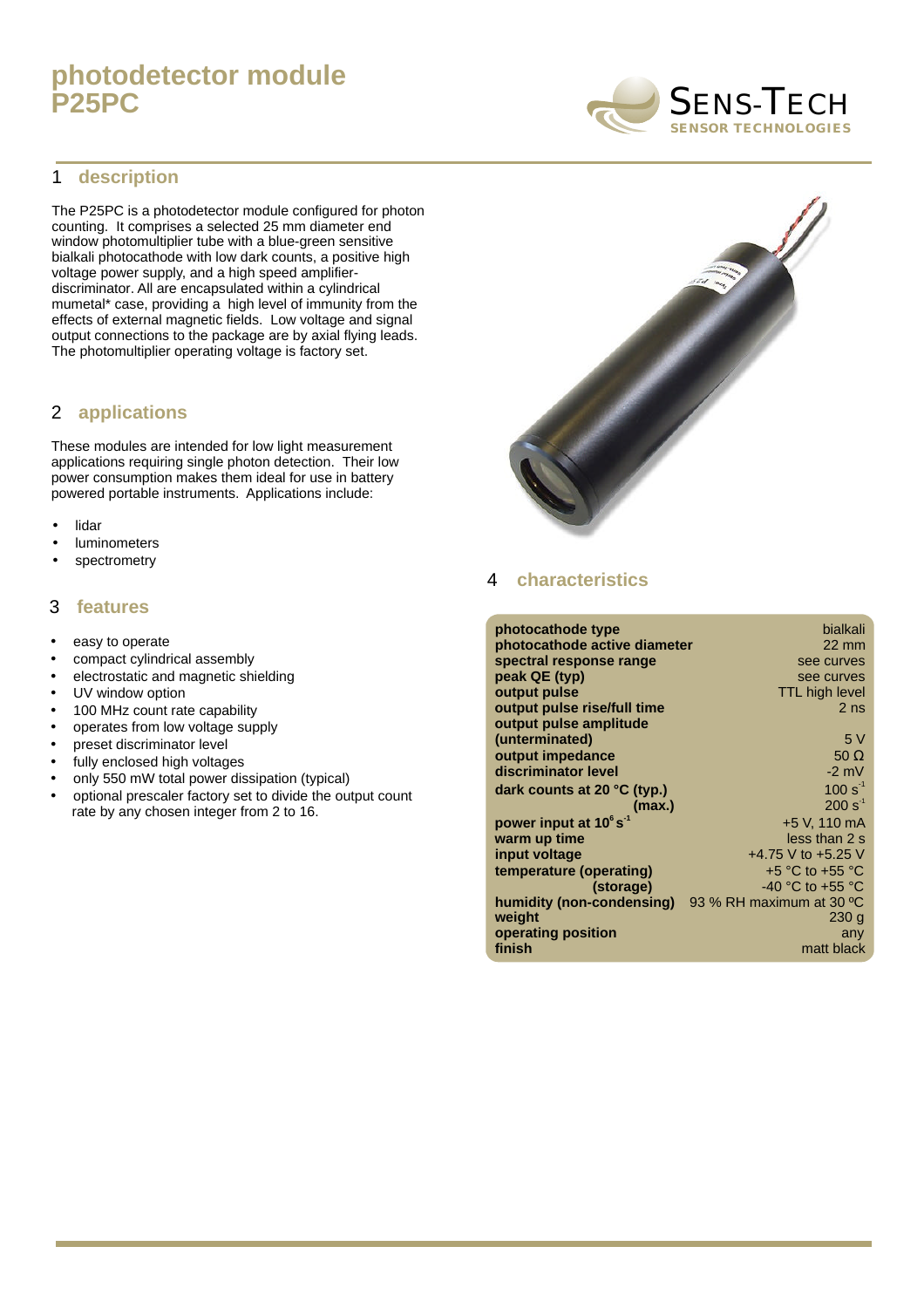# photodetector module P25PC

SENS-TECH
SENSOR TECHNOLOGIES

## 1 description

The P25PC is a photodetector module configured for photon counting. It comprises a selected 25 mm diameter end window photomultiplier tube with a blue-green sensitive bialkali photocathode with low dark counts, a positive high voltage power supply, and a high speed amplifier-discriminator. All are encapsulated within a cylindrical mumetal* case, providing a high level of immunity from the effects of external magnetic fields. Low voltage and signal output connections to the package are by axial flying leads. The photomultiplier operating voltage is factory set.

## 2 applications

These modules are intended for low light measurement applications requiring single photon detection. Their low power consumption makes them ideal for use in battery powered portable instruments. Applications include:

- lidar
- luminometers
- spectrometry

## 3 features

- easy to operate
- compact cylindrical assembly
- electrostatic and magnetic shielding
- UV window option
- 100 MHz count rate capability
- operates from low voltage supply
- preset discriminator level
- fully enclosed high voltages
- only 550 mW total power dissipation (typical)
- optional prescaler factory set to divide the output count rate by any chosen integer from 2 to 16.

## 4 characteristics

| | |
|---|---|
| **photocathode type** | bialkali |
| **photocathode active diameter** | 22 mm |
| **spectral response range** | see curves |
| **peak QE (typ)** | see curves |
| **output pulse** | TTL high level |
| **output pulse rise/full time** | 2 ns |
| **output pulse amplitude (unterminated)** | 5 V |
| **output impedance** | 50 Ω |
| **discriminator level** | -2 mV |
| **dark counts at 20 °C (typ.)** | 100 $s^{-1}$ |
| **(max.)** | 200 $s^{-1}$ |
| **power input at $10^6$ $s^{-1}$** | +5 V, 110 mA |
| **warm up time** | less than 2 s |
| **input voltage** | +4.75 V to +5.25 V |
| **temperature (operating)** | +5 °C to +55 °C |
| **(storage)** | -40 °C to +55 °C |
| **humidity (non-condensing)** | 93 % RH maximum at 30 ºC |
| **weight** | 230 g |
| **operating position** | any |
| **finish** | matt black |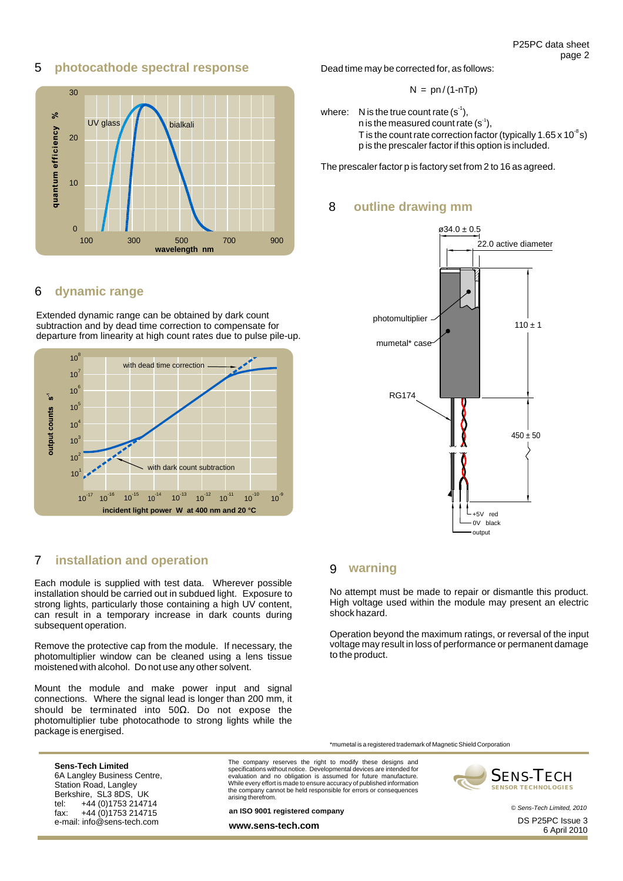## 5 photocathode spectral response

quantum efficiency %

30
20
10
0

100 300 500 700 900

wavelength nm

UV glass
bialkali

## 6 dynamic range

Extended dynamic range can be obtained by dark count subtraction and by dead time correction to compensate for departure from linearity at high count rates due to pulse pile-up.

output counts $s^{-1}$

$10^{8}$
$10^{7}$
$10^{6}$
$10^{5}$
$10^{4}$
$10^{3}$
$10^{2}$
$10^{1}$

$10^{-17}$ $10^{-16}$ $10^{-15}$ $10^{-14}$ $10^{-13}$ $10^{-12}$ $10^{-11}$ $10^{-10}$ $10^{-9}$

incident light power W at 400 nm and 20 °C

with dead time correction
with dark count subtraction

## 7 installation and operation

Each module is supplied with test data. Wherever possible installation should be carried out in subdued light. Exposure to strong lights, particularly those containing a high UV content, can result in a temporary increase in dark counts during subsequent operation.

Remove the protective cap from the module. If necessary, the photomultiplier window can be cleaned using a lens tissue moistened with alcohol. Do not use any other solvent.

Mount the module and make power input and signal connections. Where the signal lead is longer than 200 mm, it should be terminated into 50Ω. Do not expose the photomultiplier tube photocathode to strong lights while the package is energised.

Dead time may be corrected for, as follows:

$$N = pn/(1-nTp)$$

where: N is the true count rate ($s^{-1}$),
n is the measured count rate ($s^{-1}$),
T is the count rate correction factor (typically $1.65 \times 10^{-8}$ s)
p is the prescaler factor if this option is included.

The prescaler factor p is factory set from 2 to 16 as agreed.

## 8 outline drawing mm

ø34.0 ± 0.5
22.0 active diameter
photomultiplier
mumetal* case
110 ± 1
RG174
450 ± 50
+5V red
0V black
output

## 9 warning

No attempt must be made to repair or dismantle this product. High voltage used within the module may present an electric shock hazard.

Operation beyond the maximum ratings, or reversal of the input voltage may result in loss of performance or permanent damage to the product.

*mumetal is a registered trademark of Magnetic Shield Corporation

**Sens-Tech Limited**
6A Langley Business Centre,
Station Road, Langley
Berkshire, SL3 8DS, UK
tel: +44 (0)1753 214714
fax: +44 (0)1753 214715
e-mail: info@sens-tech.com

The company reserves the right to modify these designs and specifications without notice. Developmental devices are intended for evaluation and no obligation is assumed for future manufacture. While every effort is made to ensure accuracy of published information the company cannot be held responsible for errors or consequences arising therefrom.

**an ISO 9001 registered company**

**www.sens-tech.com**

SENS-TECH
SENSOR TECHNOLOGIES

*© Sens-Tech Limited, 2010*

DS P25PC Issue 3
6 April 2010